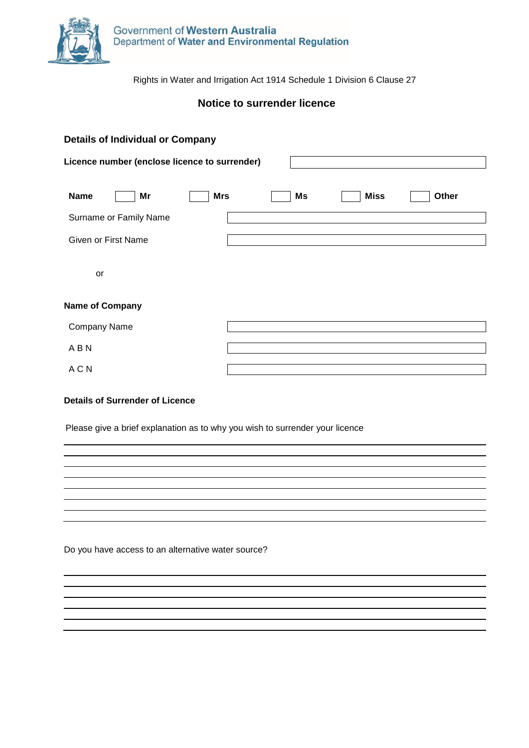Government of Western Australia
Department of Water and Environmental Regulation

Rights in Water and Irrigation Act 1914 Schedule 1 Division 6 Clause 27

# Notice to surrender licence

## Details of Individual or Company

**Licence number (enclose licence to surrender)** ______________________

**Name** ☐ **Mr** ☐ **Mrs** ☐ **Ms** ☐ **Miss** ☐ **Other**

Surname or Family Name ______________________

Given or First Name ______________________

or

**Name of Company**

Company Name ______________________

A B N ______________________

A C N ______________________

**Details of Surrender of Licence**

Please give a brief explanation as to why you wish to surrender your licence

______________________________________________

______________________________________________

______________________________________________

______________________________________________

______________________________________________

______________________________________________

______________________________________________

Do you have access to an alternative water source?

______________________________________________

______________________________________________

______________________________________________

______________________________________________

______________________________________________

______________________________________________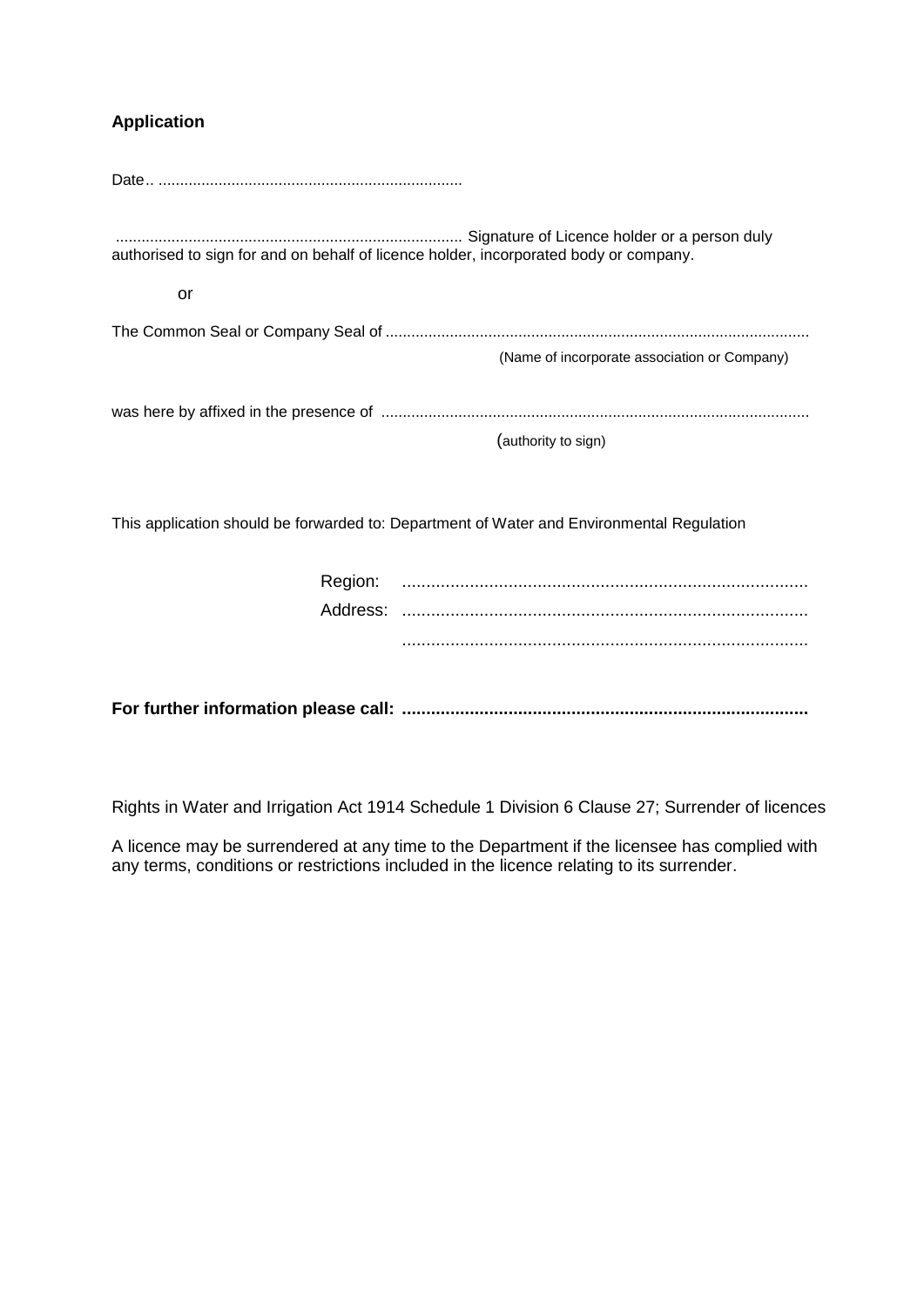**Application**

Date.. ......................................................................

................................................................................ Signature of Licence holder or a person duly authorised to sign for and on behalf of licence holder, incorporated body or company.

or

The Common Seal or Company Seal of ..................................................................................................

(Name of incorporate association or Company)

was here by affixed in the presence of ..................................................................................................

(authority to sign)

This application should be forwarded to: Department of Water and Environmental Regulation

Region: ....................................................................................

Address: ....................................................................................

....................................................................................

**For further information please call: ....................................................................................**

Rights in Water and Irrigation Act 1914 Schedule 1 Division 6 Clause 27; Surrender of licences

A licence may be surrendered at any time to the Department if the licensee has complied with any terms, conditions or restrictions included in the licence relating to its surrender.